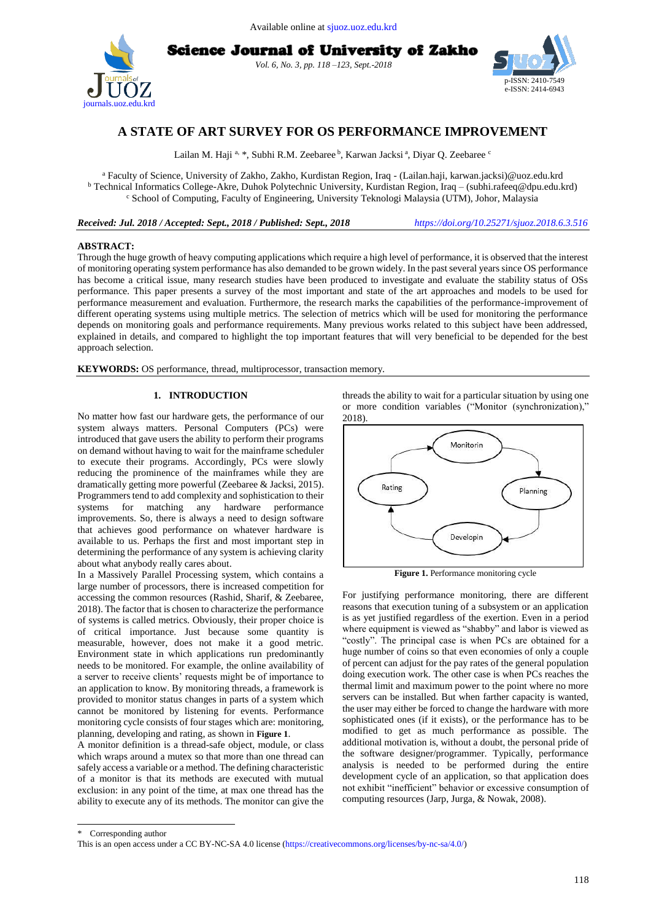# A STATE OF ART SURVEY FOR OS PERFORMANCE IMPROVEMENT

Lailan M. Haji [a, *], Subhi R.M. Zeebaree [b], Karwan Jacksi [a], Diyar Q. Zeebaree [c]

[a] Faculty of Science, University of Zakho, Zakho, Kurdistan Region, Iraq - (Lailan.haji, karwan.jacksi)@uoz.edu.krd
[b] Technical Informatics College-Akre, Duhok Polytechnic University, Kurdistan Region, Iraq – (subhi.rafeeq@dpu.edu.krd)
[c] School of Computing, Faculty of Engineering, University Teknologi Malaysia (UTM), Johor, Malaysia

***Received: Jul. 2018 / Accepted: Sept., 2018 / Published: Sept., 2018*** *https://doi.org/10.25271/sjuoz.2018.6.3.516*

**ABSTRACT:**
Through the huge growth of heavy computing applications which require a high level of performance, it is observed that the interest of monitoring operating system performance has also demanded to be grown widely. In the past several years since OS performance has become a critical issue, many research studies have been produced to investigate and evaluate the stability status of OSs performance. This paper presents a survey of the most important and state of the art approaches and models to be used for performance measurement and evaluation. Furthermore, the research marks the capabilities of the performance-improvement of different operating systems using multiple metrics. The selection of metrics which will be used for monitoring the performance depends on monitoring goals and performance requirements. Many previous works related to this subject have been addressed, explained in details, and compared to highlight the top important features that will very beneficial to be depended for the best approach selection.

**KEYWORDS:** OS performance, thread, multiprocessor, transaction memory.

## 1. INTRODUCTION

No matter how fast our hardware gets, the performance of our system always matters. Personal Computers (PCs) were introduced that gave users the ability to perform their programs on demand without having to wait for the mainframe scheduler to execute their programs. Accordingly, PCs were slowly reducing the prominence of the mainframes while they are dramatically getting more powerful (Zeebaree & Jacksi, 2015). Programmers tend to add complexity and sophistication to their systems for matching any hardware performance improvements. So, there is always a need to design software that achieves good performance on whatever hardware is available to us. Perhaps the first and most important step in determining the performance of any system is achieving clarity about what anybody really cares about.

In a Massively Parallel Processing system, which contains a large number of processors, there is increased competition for accessing the common resources (Rashid, Sharif, & Zeebaree, 2018). The factor that is chosen to characterize the performance of systems is called metrics. Obviously, their proper choice is of critical importance. Just because some quantity is measurable, however, does not make it a good metric. Environment state in which applications run predominantly needs to be monitored. For example, the online availability of a server to receive clients' requests might be of importance to an application to know. By monitoring threads, a framework is provided to monitor status changes in parts of a system which cannot be monitored by listening for events. Performance monitoring cycle consists of four stages which are: monitoring, planning, developing and rating, as shown in **Figure 1**.

A monitor definition is a thread-safe object, module, or class which wraps around a mutex so that more than one thread can safely access a variable or a method. The defining characteristic of a monitor is that its methods are executed with mutual exclusion: in any point of the time, at max one thread has the ability to execute any of its methods. The monitor can give the threads the ability to wait for a particular situation by using one or more condition variables ("Monitor (synchronization)," 2018).

Monitorin → Planning → Developin → Rating → Monitorin

**Figure 1.** Performance monitoring cycle

For justifying performance monitoring, there are different reasons that execution tuning of a subsystem or an application is as yet justified regardless of the exertion. Even in a period where equipment is viewed as "shabby" and labor is viewed as "costly". The principal case is when PCs are obtained for a huge number of coins so that even economies of only a couple of percent can adjust for the pay rates of the general population doing execution work. The other case is when PCs reaches the thermal limit and maximum power to the point where no more servers can be installed. But when farther capacity is wanted, the user may either be forced to change the hardware with more sophisticated ones (if it exists), or the performance has to be modified to get as much performance as possible. The additional motivation is, without a doubt, the personal pride of the software designer/programmer. Typically, performance analysis is needed to be performed during the entire development cycle of an application, so that application does not exhibit "inefficient" behavior or excessive consumption of computing resources (Jarp, Jurga, & Nowak, 2008).

---

\* Corresponding author
This is an open access under a CC BY-NC-SA 4.0 license (https://creativecommons.org/licenses/by-nc-sa/4.0/)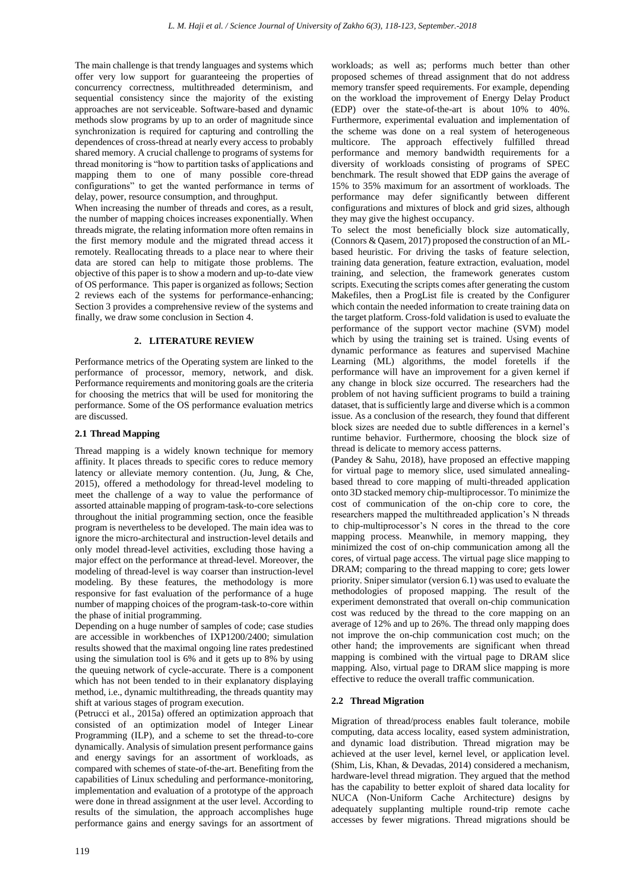The main challenge is that trendy languages and systems which offer very low support for guaranteeing the properties of concurrency correctness, multithreaded determinism, and sequential consistency since the majority of the existing approaches are not serviceable. Software-based and dynamic methods slow programs by up to an order of magnitude since synchronization is required for capturing and controlling the dependences of cross-thread at nearly every access to probably shared memory. A crucial challenge to programs of systems for thread monitoring is "how to partition tasks of applications and mapping them to one of many possible core-thread configurations" to get the wanted performance in terms of delay, power, resource consumption, and throughput.

When increasing the number of threads and cores, as a result, the number of mapping choices increases exponentially. When threads migrate, the relating information more often remains in the first memory module and the migrated thread access it remotely. Reallocating threads to a place near to where their data are stored can help to mitigate those problems. The objective of this paper is to show a modern and up-to-date view of OS performance. This paper is organized as follows; Section 2 reviews each of the systems for performance-enhancing; Section 3 provides a comprehensive review of the systems and finally, we draw some conclusion in Section 4.

## 2. LITERATURE REVIEW

Performance metrics of the Operating system are linked to the performance of processor, memory, network, and disk. Performance requirements and monitoring goals are the criteria for choosing the metrics that will be used for monitoring the performance. Some of the OS performance evaluation metrics are discussed.

### 2.1 Thread Mapping

Thread mapping is a widely known technique for memory affinity. It places threads to specific cores to reduce memory latency or alleviate memory contention. (Ju, Jung, & Che, 2015), offered a methodology for thread-level modeling to meet the challenge of a way to value the performance of assorted attainable mapping of program-task-to-core selections throughout the initial programming section, once the feasible program is nevertheless to be developed. The main idea was to ignore the micro-architectural and instruction-level details and only model thread-level activities, excluding those having a major effect on the performance at thread-level. Moreover, the modeling of thread-level is way coarser than instruction-level modeling. By these features, the methodology is more responsive for fast evaluation of the performance of a huge number of mapping choices of the program-task-to-core within the phase of initial programming.

Depending on a huge number of samples of code; case studies are accessible in workbenches of IXP1200/2400; simulation results showed that the maximal ongoing line rates predestined using the simulation tool is 6% and it gets up to 8% by using the queuing network of cycle-accurate. There is a component which has not been tended to in their explanatory displaying method, i.e., dynamic multithreading, the threads quantity may shift at various stages of program execution.

(Petrucci et al., 2015a) offered an optimization approach that consisted of an optimization model of Integer Linear Programming (ILP), and a scheme to set the thread-to-core dynamically. Analysis of simulation present performance gains and energy savings for an assortment of workloads, as compared with schemes of state-of-the-art. Benefiting from the capabilities of Linux scheduling and performance-monitoring, implementation and evaluation of a prototype of the approach were done in thread assignment at the user level. According to results of the simulation, the approach accomplishes huge performance gains and energy savings for an assortment of workloads; as well as; performs much better than other proposed schemes of thread assignment that do not address memory transfer speed requirements. For example, depending on the workload the improvement of Energy Delay Product (EDP) over the state-of-the-art is about 10% to 40%. Furthermore, experimental evaluation and implementation of the scheme was done on a real system of heterogeneous multicore. The approach effectively fulfilled thread performance and memory bandwidth requirements for a diversity of workloads consisting of programs of SPEC benchmark. The result showed that EDP gains the average of 15% to 35% maximum for an assortment of workloads. The performance may defer significantly between different configurations and mixtures of block and grid sizes, although they may give the highest occupancy.

To select the most beneficially block size automatically, (Connors & Qasem, 2017) proposed the construction of an ML-based heuristic. For driving the tasks of feature selection, training data generation, feature extraction, evaluation, model training, and selection, the framework generates custom scripts. Executing the scripts comes after generating the custom Makefiles, then a ProgList file is created by the Configurer which contain the needed information to create training data on the target platform. Cross-fold validation is used to evaluate the performance of the support vector machine (SVM) model which by using the training set is trained. Using events of dynamic performance as features and supervised Machine Learning (ML) algorithms, the model foretells if the performance will have an improvement for a given kernel if any change in block size occurred. The researchers had the problem of not having sufficient programs to build a training dataset, that is sufficiently large and diverse which is a common issue. As a conclusion of the research, they found that different block sizes are needed due to subtle differences in a kernel's runtime behavior. Furthermore, choosing the block size of thread is delicate to memory access patterns.

(Pandey & Sahu, 2018), have proposed an effective mapping for virtual page to memory slice, used simulated annealing-based thread to core mapping of multi-threaded application onto 3D stacked memory chip-multiprocessor. To minimize the cost of communication of the on-chip core to core, the researchers mapped the multithreaded application's N threads to chip-multiprocessor's N cores in the thread to the core mapping process. Meanwhile, in memory mapping, they minimized the cost of on-chip communication among all the cores, of virtual page access. The virtual page slice mapping to DRAM; comparing to the thread mapping to core; gets lower priority. Sniper simulator (version 6.1) was used to evaluate the methodologies of proposed mapping. The result of the experiment demonstrated that overall on-chip communication cost was reduced by the thread to the core mapping on an average of 12% and up to 26%. The thread only mapping does not improve the on-chip communication cost much; on the other hand; the improvements are significant when thread mapping is combined with the virtual page to DRAM slice mapping. Also, virtual page to DRAM slice mapping is more effective to reduce the overall traffic communication.

### 2.2 Thread Migration

Migration of thread/process enables fault tolerance, mobile computing, data access locality, eased system administration, and dynamic load distribution. Thread migration may be achieved at the user level, kernel level, or application level. (Shim, Lis, Khan, & Devadas, 2014) considered a mechanism, hardware-level thread migration. They argued that the method has the capability to better exploit of shared data locality for NUCA (Non-Uniform Cache Architecture) designs by adequately supplanting multiple round-trip remote cache accesses by fewer migrations. Thread migrations should be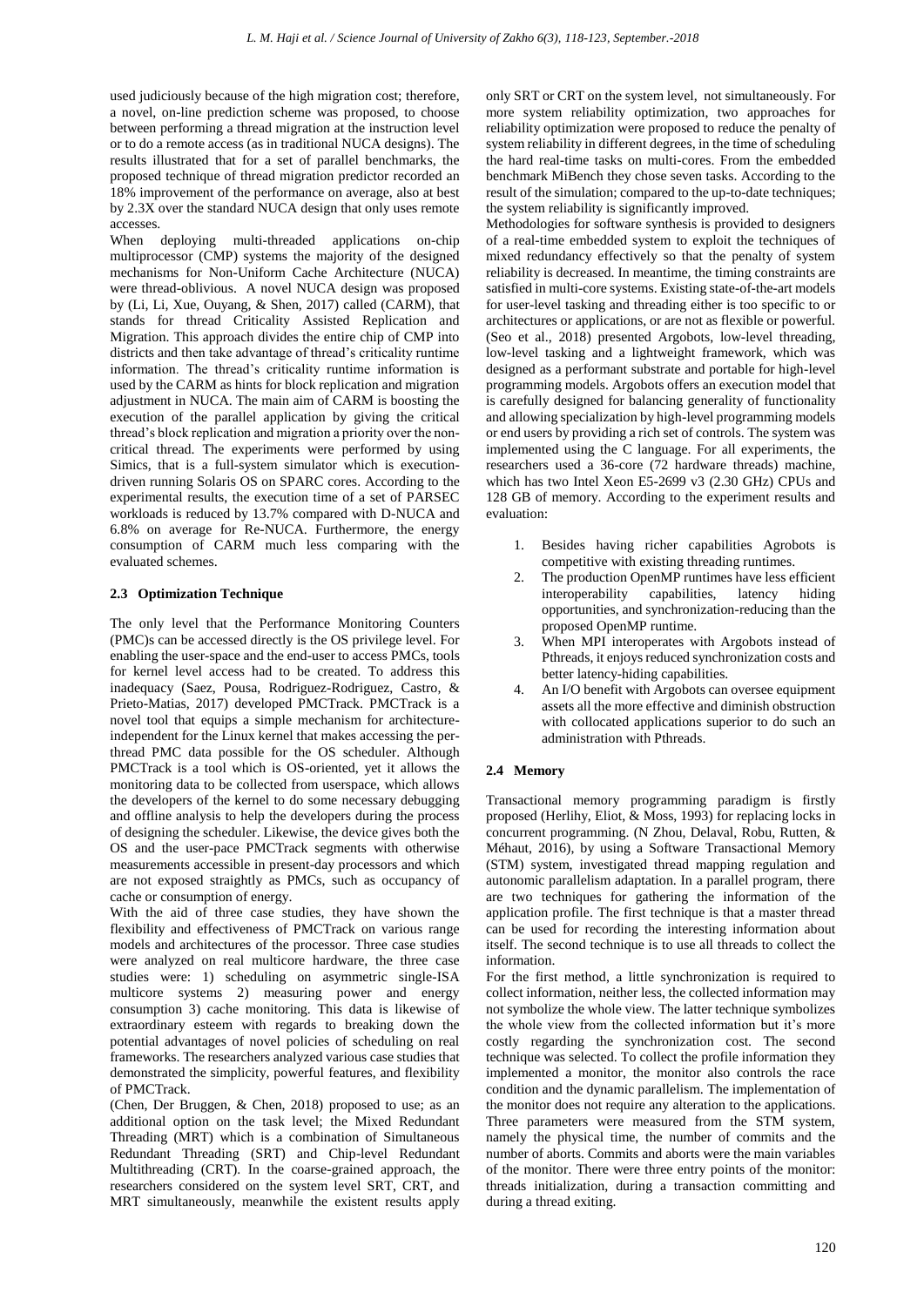used judiciously because of the high migration cost; therefore, a novel, on-line prediction scheme was proposed, to choose between performing a thread migration at the instruction level or to do a remote access (as in traditional NUCA designs). The results illustrated that for a set of parallel benchmarks, the proposed technique of thread migration predictor recorded an 18% improvement of the performance on average, also at best by 2.3X over the standard NUCA design that only uses remote accesses.

When deploying multi-threaded applications on-chip multiprocessor (CMP) systems the majority of the designed mechanisms for Non-Uniform Cache Architecture (NUCA) were thread-oblivious. A novel NUCA design was proposed by (Li, Li, Xue, Ouyang, & Shen, 2017) called (CARM), that stands for thread Criticality Assisted Replication and Migration. This approach divides the entire chip of CMP into districts and then take advantage of thread's criticality runtime information. The thread's criticality runtime information is used by the CARM as hints for block replication and migration adjustment in NUCA. The main aim of CARM is boosting the execution of the parallel application by giving the critical thread's block replication and migration a priority over the non-critical thread. The experiments were performed by using Simics, that is a full-system simulator which is execution-driven running Solaris OS on SPARC cores. According to the experimental results, the execution time of a set of PARSEC workloads is reduced by 13.7% compared with D-NUCA and 6.8% on average for Re-NUCA. Furthermore, the energy consumption of CARM much less comparing with the evaluated schemes.

### 2.3 Optimization Technique

The only level that the Performance Monitoring Counters (PMC)s can be accessed directly is the OS privilege level. For enabling the user-space and the end-user to access PMCs, tools for kernel level access had to be created. To address this inadequacy (Saez, Pousa, Rodriguez-Rodriguez, Castro, & Prieto-Matias, 2017) developed PMCTrack. PMCTrack is a novel tool that equips a simple mechanism for architecture-independent for the Linux kernel that makes accessing the per-thread PMC data possible for the OS scheduler. Although PMCTrack is a tool which is OS-oriented, yet it allows the monitoring data to be collected from userspace, which allows the developers of the kernel to do some necessary debugging and offline analysis to help the developers during the process of designing the scheduler. Likewise, the device gives both the OS and the user-pace PMCTrack segments with otherwise measurements accessible in present-day processors and which are not exposed straightly as PMCs, such as occupancy of cache or consumption of energy.

With the aid of three case studies, they have shown the flexibility and effectiveness of PMCTrack on various range models and architectures of the processor. Three case studies were analyzed on real multicore hardware, the three case studies were: 1) scheduling on asymmetric single-ISA multicore systems 2) measuring power and energy consumption 3) cache monitoring. This data is likewise of extraordinary esteem with regards to breaking down the potential advantages of novel policies of scheduling on real frameworks. The researchers analyzed various case studies that demonstrated the simplicity, powerful features, and flexibility of PMCTrack.

(Chen, Der Bruggen, & Chen, 2018) proposed to use; as an additional option on the task level; the Mixed Redundant Threading (MRT) which is a combination of Simultaneous Redundant Threading (SRT) and Chip-level Redundant Multithreading (CRT). In the coarse-grained approach, the researchers considered on the system level SRT, CRT, and MRT simultaneously, meanwhile the existent results apply only SRT or CRT on the system level, not simultaneously. For more system reliability optimization, two approaches for reliability optimization were proposed to reduce the penalty of system reliability in different degrees, in the time of scheduling the hard real-time tasks on multi-cores. From the embedded benchmark MiBench they chose seven tasks. According to the result of the simulation; compared to the up-to-date techniques; the system reliability is significantly improved.

Methodologies for software synthesis is provided to designers of a real-time embedded system to exploit the techniques of mixed redundancy effectively so that the penalty of system reliability is decreased. In meantime, the timing constraints are satisfied in multi-core systems. Existing state-of-the-art models for user-level tasking and threading either is too specific to or architectures or applications, or are not as flexible or powerful. (Seo et al., 2018) presented Argobots, low-level threading, low-level tasking and a lightweight framework, which was designed as a performant substrate and portable for high-level programming models. Argobots offers an execution model that is carefully designed for balancing generality of functionality and allowing specialization by high-level programming models or end users by providing a rich set of controls. The system was implemented using the C language. For all experiments, the researchers used a 36-core (72 hardware threads) machine, which has two Intel Xeon E5-2699 v3 (2.30 GHz) CPUs and 128 GB of memory. According to the experiment results and evaluation:

1. Besides having richer capabilities Agrobots is competitive with existing threading runtimes.
2. The production OpenMP runtimes have less efficient interoperability capabilities, latency hiding opportunities, and synchronization-reducing than the proposed OpenMP runtime.
3. When MPI interoperates with Argobots instead of Pthreads, it enjoys reduced synchronization costs and better latency-hiding capabilities.
4. An I/O benefit with Argobots can oversee equipment assets all the more effective and diminish obstruction with collocated applications superior to do such an administration with Pthreads.

### 2.4 Memory

Transactional memory programming paradigm is firstly proposed (Herlihy, Eliot, & Moss, 1993) for replacing locks in concurrent programming. (N Zhou, Delaval, Robu, Rutten, & Méhaut, 2016), by using a Software Transactional Memory (STM) system, investigated thread mapping regulation and autonomic parallelism adaptation. In a parallel program, there are two techniques for gathering the information of the application profile. The first technique is that a master thread can be used for recording the interesting information about itself. The second technique is to use all threads to collect the information.

For the first method, a little synchronization is required to collect information, neither less, the collected information may not symbolize the whole view. The latter technique symbolizes the whole view from the collected information but it's more costly regarding the synchronization cost. The second technique was selected. To collect the profile information they implemented a monitor, the monitor also controls the race condition and the dynamic parallelism. The implementation of the monitor does not require any alteration to the applications. Three parameters were measured from the STM system, namely the physical time, the number of commits and the number of aborts. Commits and aborts were the main variables of the monitor. There were three entry points of the monitor: threads initialization, during a transaction committing and during a thread exiting.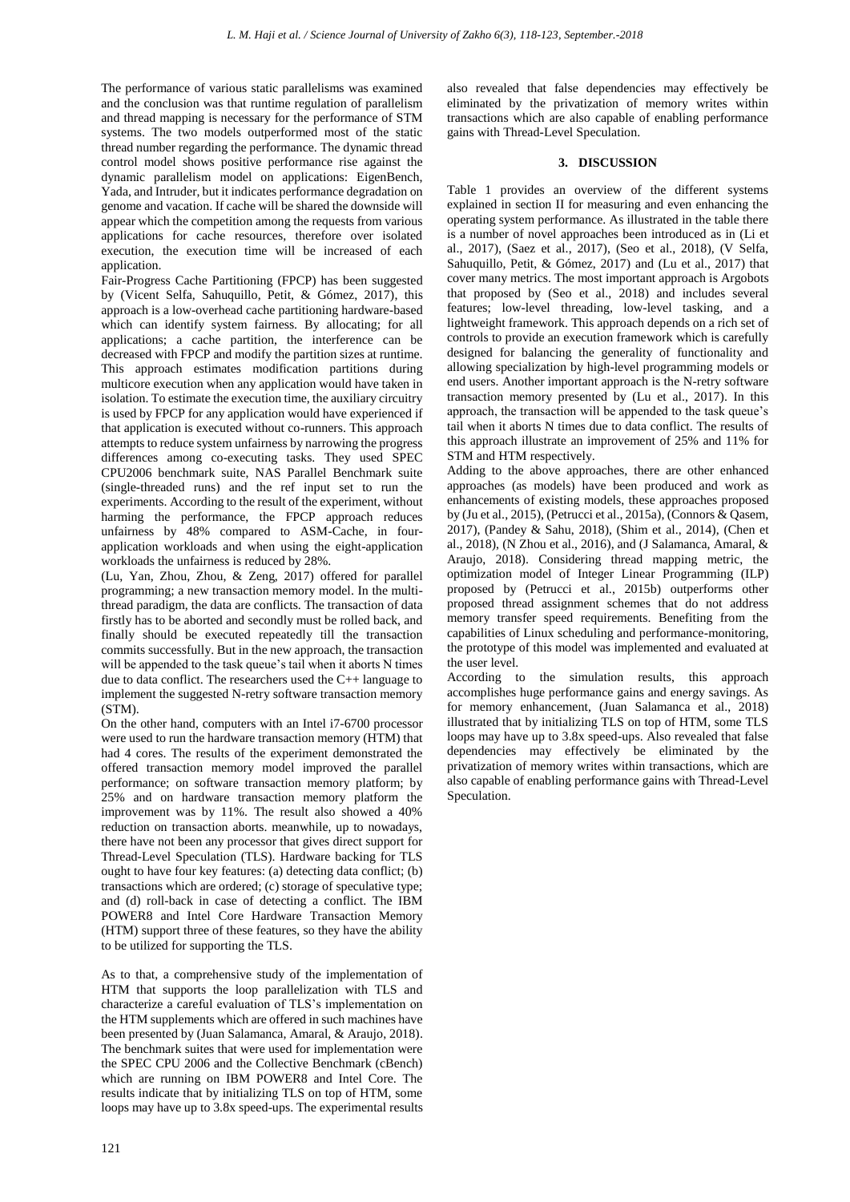The performance of various static parallelisms was examined and the conclusion was that runtime regulation of parallelism and thread mapping is necessary for the performance of STM systems. The two models outperformed most of the static thread number regarding the performance. The dynamic thread control model shows positive performance rise against the dynamic parallelism model on applications: EigenBench, Yada, and Intruder, but it indicates performance degradation on genome and vacation. If cache will be shared the downside will appear which the competition among the requests from various applications for cache resources, therefore over isolated execution, the execution time will be increased of each application.

Fair-Progress Cache Partitioning (FPCP) has been suggested by (Vicent Selfa, Sahuquillo, Petit, & Gómez, 2017), this approach is a low-overhead cache partitioning hardware-based which can identify system fairness. By allocating; for all applications; a cache partition, the interference can be decreased with FPCP and modify the partition sizes at runtime. This approach estimates modification partitions during multicore execution when any application would have taken in isolation. To estimate the execution time, the auxiliary circuitry is used by FPCP for any application would have experienced if that application is executed without co-runners. This approach attempts to reduce system unfairness by narrowing the progress differences among co-executing tasks. They used SPEC CPU2006 benchmark suite, NAS Parallel Benchmark suite (single-threaded runs) and the ref input set to run the experiments. According to the result of the experiment, without harming the performance, the FPCP approach reduces unfairness by 48% compared to ASM-Cache, in four-application workloads and when using the eight-application workloads the unfairness is reduced by 28%.

(Lu, Yan, Zhou, Zhou, & Zeng, 2017) offered for parallel programming; a new transaction memory model. In the multi-thread paradigm, the data are conflicts. The transaction of data firstly has to be aborted and secondly must be rolled back, and finally should be executed repeatedly till the transaction commits successfully. But in the new approach, the transaction will be appended to the task queue's tail when it aborts N times due to data conflict. The researchers used the C++ language to implement the suggested N-retry software transaction memory (STM).

On the other hand, computers with an Intel i7-6700 processor were used to run the hardware transaction memory (HTM) that had 4 cores. The results of the experiment demonstrated the offered transaction memory model improved the parallel performance; on software transaction memory platform; by 25% and on hardware transaction memory platform the improvement was by 11%. The result also showed a 40% reduction on transaction aborts. meanwhile, up to nowadays, there have not been any processor that gives direct support for Thread-Level Speculation (TLS). Hardware backing for TLS ought to have four key features: (a) detecting data conflict; (b) transactions which are ordered; (c) storage of speculative type; and (d) roll-back in case of detecting a conflict. The IBM POWER8 and Intel Core Hardware Transaction Memory (HTM) support three of these features, so they have the ability to be utilized for supporting the TLS.

As to that, a comprehensive study of the implementation of HTM that supports the loop parallelization with TLS and characterize a careful evaluation of TLS's implementation on the HTM supplements which are offered in such machines have been presented by (Juan Salamanca, Amaral, & Araujo, 2018). The benchmark suites that were used for implementation were the SPEC CPU 2006 and the Collective Benchmark (cBench) which are running on IBM POWER8 and Intel Core. The results indicate that by initializing TLS on top of HTM, some loops may have up to 3.8x speed-ups. The experimental results also revealed that false dependencies may effectively be eliminated by the privatization of memory writes within transactions which are also capable of enabling performance gains with Thread-Level Speculation.

## 3. DISCUSSION

Table 1 provides an overview of the different systems explained in section II for measuring and even enhancing the operating system performance. As illustrated in the table there is a number of novel approaches been introduced as in (Li et al., 2017), (Saez et al., 2017), (Seo et al., 2018), (V Selfa, Sahuquillo, Petit, & Gómez, 2017) and (Lu et al., 2017) that cover many metrics. The most important approach is Argobots that proposed by (Seo et al., 2018) and includes several features; low-level threading, low-level tasking, and a lightweight framework. This approach depends on a rich set of controls to provide an execution framework which is carefully designed for balancing the generality of functionality and allowing specialization by high-level programming models or end users. Another important approach is the N-retry software transaction memory presented by (Lu et al., 2017). In this approach, the transaction will be appended to the task queue's tail when it aborts N times due to data conflict. The results of this approach illustrate an improvement of 25% and 11% for STM and HTM respectively.

Adding to the above approaches, there are other enhanced approaches (as models) have been produced and work as enhancements of existing models, these approaches proposed by (Ju et al., 2015), (Petrucci et al., 2015a), (Connors & Qasem, 2017), (Pandey & Sahu, 2018), (Shim et al., 2014), (Chen et al., 2018), (N Zhou et al., 2016), and (J Salamanca, Amaral, & Araujo, 2018). Considering thread mapping metric, the optimization model of Integer Linear Programming (ILP) proposed by (Petrucci et al., 2015b) outperforms other proposed thread assignment schemes that do not address memory transfer speed requirements. Benefiting from the capabilities of Linux scheduling and performance-monitoring, the prototype of this model was implemented and evaluated at the user level.

According to the simulation results, this approach accomplishes huge performance gains and energy savings. As for memory enhancement, (Juan Salamanca et al., 2018) illustrated that by initializing TLS on top of HTM, some TLS loops may have up to 3.8x speed-ups. Also revealed that false dependencies may effectively be eliminated by the privatization of memory writes within transactions, which are also capable of enabling performance gains with Thread-Level Speculation.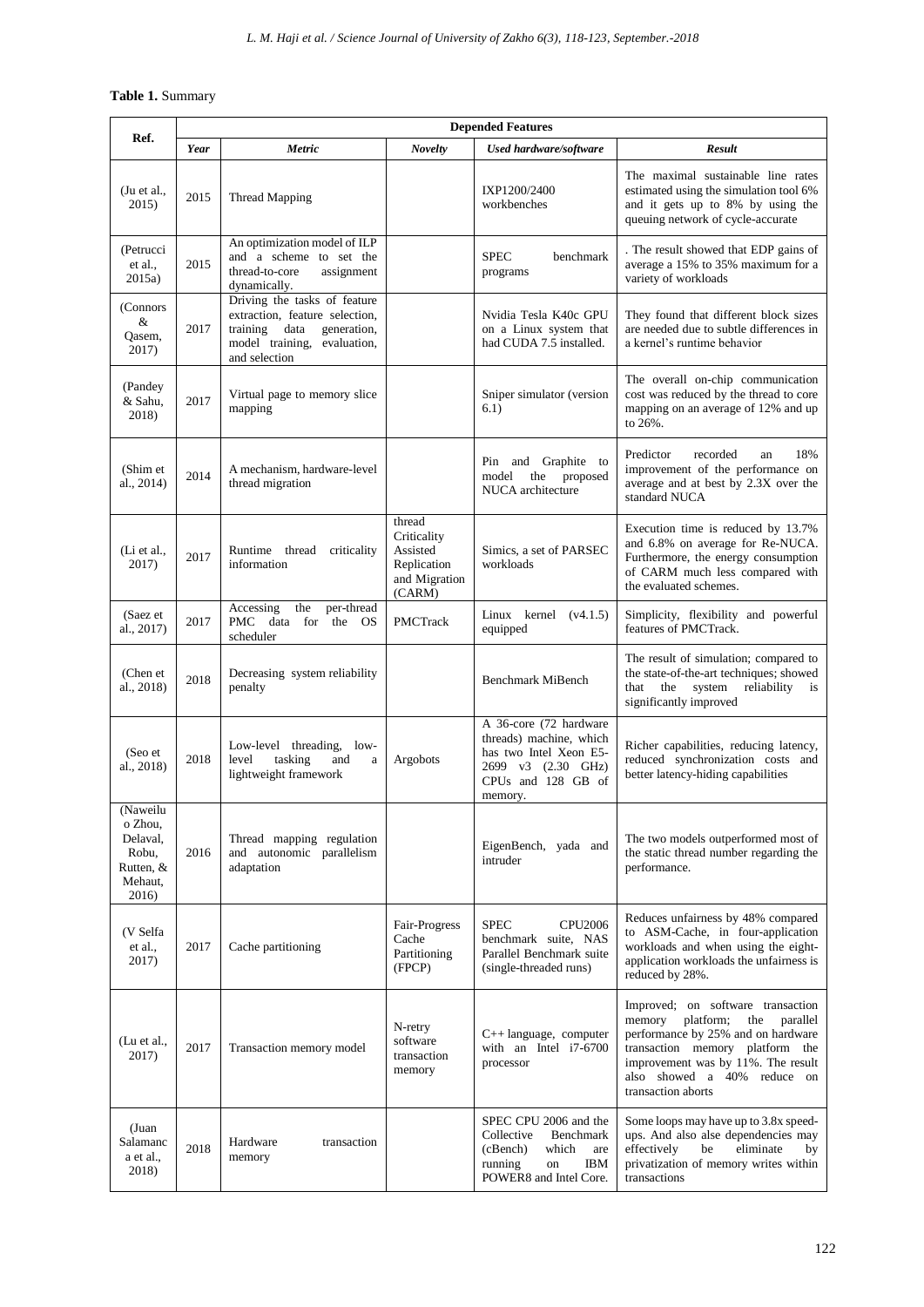**Table 1.** Summary

| Ref. | Depended Features | | | | |
|---|---|---|---|---|---|
| | ***Year*** | ***Metric*** | ***Novelty*** | ***Used hardware/software*** | ***Result*** |
| (Ju et al., 2015) | 2015 | Thread Mapping | | IXP1200/2400 workbenches | The maximal sustainable line rates estimated using the simulation tool 6% and it gets up to 8% by using the queuing network of cycle-accurate |
| (Petrucci et al., 2015a) | 2015 | An optimization model of ILP and a scheme to set the thread-to-core assignment dynamically. | | SPEC benchmark programs | . The result showed that EDP gains of average a 15% to 35% maximum for a variety of workloads |
| (Connors & Qasem, 2017) | 2017 | Driving the tasks of feature extraction, feature selection, training data generation, model training, evaluation, and selection | | Nvidia Tesla K40c GPU on a Linux system that had CUDA 7.5 installed. | They found that different block sizes are needed due to subtle differences in a kernel's runtime behavior |
| (Pandey & Sahu, 2018) | 2017 | Virtual page to memory slice mapping | | Sniper simulator (version 6.1) | The overall on-chip communication cost was reduced by the thread to core mapping on an average of 12% and up to 26%. |
| (Shim et al., 2014) | 2014 | A mechanism, hardware-level thread migration | | Pin and Graphite to model the proposed NUCA architecture | Predictor recorded an 18% improvement of the performance on average and at best by 2.3X over the standard NUCA |
| (Li et al., 2017) | 2017 | Runtime thread criticality information | thread Criticality Assisted Replication and Migration (CARM) | Simics, a set of PARSEC workloads | Execution time is reduced by 13.7% and 6.8% on average for Re-NUCA. Furthermore, the energy consumption of CARM much less compared with the evaluated schemes. |
| (Saez et al., 2017) | 2017 | Accessing the per-thread PMC data for the OS scheduler | PMCTrack | Linux kernel (v4.1.5) equipped | Simplicity, flexibility and powerful features of PMCTrack. |
| (Chen et al., 2018) | 2018 | Decreasing system reliability penalty | | Benchmark MiBench | The result of simulation; compared to the state-of-the-art techniques; showed that the system reliability is significantly improved |
| (Seo et al., 2018) | 2018 | Low-level threading, low-level tasking and a lightweight framework | Argobots | A 36-core (72 hardware threads) machine, which has two Intel Xeon E5-2699 v3 (2.30 GHz) CPUs and 128 GB of memory. | Richer capabilities, reducing latency, reduced synchronization costs and better latency-hiding capabilities |
| (Naweilu o Zhou, Delaval, Robu, Rutten, & Mehaut, 2016) | 2016 | Thread mapping regulation and autonomic parallelism adaptation | | EigenBench, yada and intruder | The two models outperformed most of the static thread number regarding the performance. |
| (V Selfa et al., 2017) | 2017 | Cache partitioning | Fair-Progress Cache Partitioning (FPCP) | SPEC CPU2006 benchmark suite, NAS Parallel Benchmark suite (single-threaded runs) | Reduces unfairness by 48% compared to ASM-Cache, in four-application workloads and when using the eight-application workloads the unfairness is reduced by 28%. |
| (Lu et al., 2017) | 2017 | Transaction memory model | N-retry software transaction memory | C++ language, computer with an Intel i7-6700 processor | Improved; on software transaction memory platform; the parallel performance by 25% and on hardware transaction memory platform the improvement was by 11%. The result also showed a 40% reduce on transaction aborts |
| (Juan Salamanc a et al., 2018) | 2018 | Hardware transaction memory | | SPEC CPU 2006 and the Collective Benchmark (cBench) which are running on IBM POWER8 and Intel Core. | Some loops may have up to 3.8x speed-ups. And also alse dependencies may effectively be eliminate by privatization of memory writes within transactions |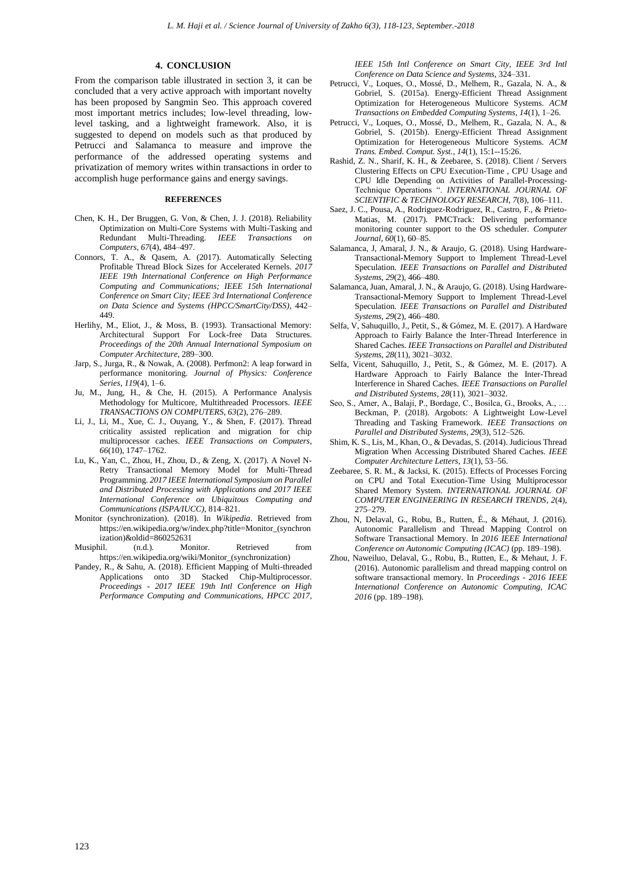## 4. CONCLUSION

From the comparison table illustrated in section 3, it can be concluded that a very active approach with important novelty has been proposed by Sangmin Seo. This approach covered most important metrics includes; low-level threading, low-level tasking, and a lightweight framework. Also, it is suggested to depend on models such as that produced by Petrucci and Salamanca to measure and improve the performance of the addressed operating systems and privatization of memory writes within transactions in order to accomplish huge performance gains and energy savings.

## REFERENCES

Chen, K. H., Der Bruggen, G. Von, & Chen, J. J. (2018). Reliability Optimization on Multi-Core Systems with Multi-Tasking and Redundant Multi-Threading. *IEEE Transactions on Computers*, *67*(4), 484–497.

Connors, T. A., & Qasem, A. (2017). Automatically Selecting Profitable Thread Block Sizes for Accelerated Kernels. *2017 IEEE 19th International Conference on High Performance Computing and Communications; IEEE 15th International Conference on Smart City; IEEE 3rd International Conference on Data Science and Systems (HPCC/SmartCity/DSS)*, 442–449.

Herlihy, M., Eliot, J., & Moss, B. (1993). Transactional Memory: Architectural Support For Lock-free Data Structures. *Proceedings of the 20th Annual International Symposium on Computer Architecture*, 289–300.

Jarp, S., Jurga, R., & Nowak, A. (2008). Perfmon2: A leap forward in performance monitoring. *Journal of Physics: Conference Series*, *119*(4), 1–6.

Ju, M., Jung, H., & Che, H. (2015). A Performance Analysis Methodology for Multicore, Multithreaded Processors. *IEEE TRANSACTIONS ON COMPUTERS*, *63*(2), 276–289.

Li, J., Li, M., Xue, C. J., Ouyang, Y., & Shen, F. (2017). Thread criticality assisted replication and migration for chip multiprocessor caches. *IEEE Transactions on Computers*, *66*(10), 1747–1762.

Lu, K., Yan, C., Zhou, H., Zhou, D., & Zeng, X. (2017). A Novel N-Retry Transactional Memory Model for Multi-Thread Programming. *2017 IEEE International Symposium on Parallel and Distributed Processing with Applications and 2017 IEEE International Conference on Ubiquitous Computing and Communications (ISPA/IUCC)*, 814–821.

Monitor (synchronization). (2018). In *Wikipedia*. Retrieved from https://en.wikipedia.org/w/index.php?title=Monitor_(synchronization)&oldid=860252631

Musiphil. (n.d.). Monitor. Retrieved from https://en.wikipedia.org/wiki/Monitor_(synchronization)

Pandey, R., & Sahu, A. (2018). Efficient Mapping of Multi-threaded Applications onto 3D Stacked Chip-Multiprocessor. *Proceedings - 2017 IEEE 19th Intl Conference on High Performance Computing and Communications, HPCC 2017, IEEE 15th Intl Conference on Smart City, IEEE 3rd Intl Conference on Data Science and Systems*, 324–331.

Petrucci, V., Loques, O., Mossé, D., Melhem, R., Gazala, N. A., & Gobriel, S. (2015a). Energy-Efficient Thread Assignment Optimization for Heterogeneous Multicore Systems. *ACM Transactions on Embedded Computing Systems*, *14*(1), 1–26.

Petrucci, V., Loques, O., Mossé, D., Melhem, R., Gazala, N. A., & Gobriel, S. (2015b). Energy-Efficient Thread Assignment Optimization for Heterogeneous Multicore Systems. *ACM Trans. Embed. Comput. Syst.*, *14*(1), 15:1--15:26.

Rashid, Z. N., Sharif, K. H., & Zeebaree, S. (2018). Client / Servers Clustering Effects on CPU Execution-Time , CPU Usage and CPU Idle Depending on Activities of Parallel-Processing-Technique Operations ". *INTERNATIONAL JOURNAL OF SCIENTIFIC & TECHNOLOGY RESEARCH*, *7*(8), 106–111.

Saez, J. C., Pousa, A., Rodriguez-Rodriguez, R., Castro, F., & Prieto-Matias, M. (2017). PMCTrack: Delivering performance monitoring counter support to the OS scheduler. *Computer Journal*, *60*(1), 60–85.

Salamanca, J, Amaral, J. N., & Araujo, G. (2018). Using Hardware-Transactional-Memory Support to Implement Thread-Level Speculation. *IEEE Transactions on Parallel and Distributed Systems*, *29*(2), 466–480.

Salamanca, Juan, Amaral, J. N., & Araujo, G. (2018). Using Hardware-Transactional-Memory Support to Implement Thread-Level Speculation. *IEEE Transactions on Parallel and Distributed Systems*, *29*(2), 466–480.

Selfa, V, Sahuquillo, J., Petit, S., & Gómez, M. E. (2017). A Hardware Approach to Fairly Balance the Inter-Thread Interference in Shared Caches. *IEEE Transactions on Parallel and Distributed Systems*, *28*(11), 3021–3032.

Selfa, Vicent, Sahuquillo, J., Petit, S., & Gómez, M. E. (2017). A Hardware Approach to Fairly Balance the Inter-Thread Interference in Shared Caches. *IEEE Transactions on Parallel and Distributed Systems*, *28*(11), 3021–3032.

Seo, S., Amer, A., Balaji, P., Bordage, C., Bosilca, G., Brooks, A., … Beckman, P. (2018). Argobots: A Lightweight Low-Level Threading and Tasking Framework. *IEEE Transactions on Parallel and Distributed Systems*, *29*(3), 512–526.

Shim, K. S., Lis, M., Khan, O., & Devadas, S. (2014). Judicious Thread Migration When Accessing Distributed Shared Caches. *IEEE Computer Architecture Letters*, *13*(1), 53–56.

Zeebaree, S. R. M., & Jacksi, K. (2015). Effects of Processes Forcing on CPU and Total Execution-Time Using Multiprocessor Shared Memory System. *INTERNATIONAL JOURNAL OF COMPUTER ENGINEERING IN RESEARCH TRENDS*, *2*(4), 275–279.

Zhou, N, Delaval, G., Robu, B., Rutten, É., & Méhaut, J. (2016). Autonomic Parallelism and Thread Mapping Control on Software Transactional Memory. In *2016 IEEE International Conference on Autonomic Computing (ICAC)* (pp. 189–198).

Zhou, Naweiluo, Delaval, G., Robu, B., Rutten, E., & Mehaut, J. F. (2016). Autonomic parallelism and thread mapping control on software transactional memory. In *Proceedings - 2016 IEEE International Conference on Autonomic Computing, ICAC 2016* (pp. 189–198).